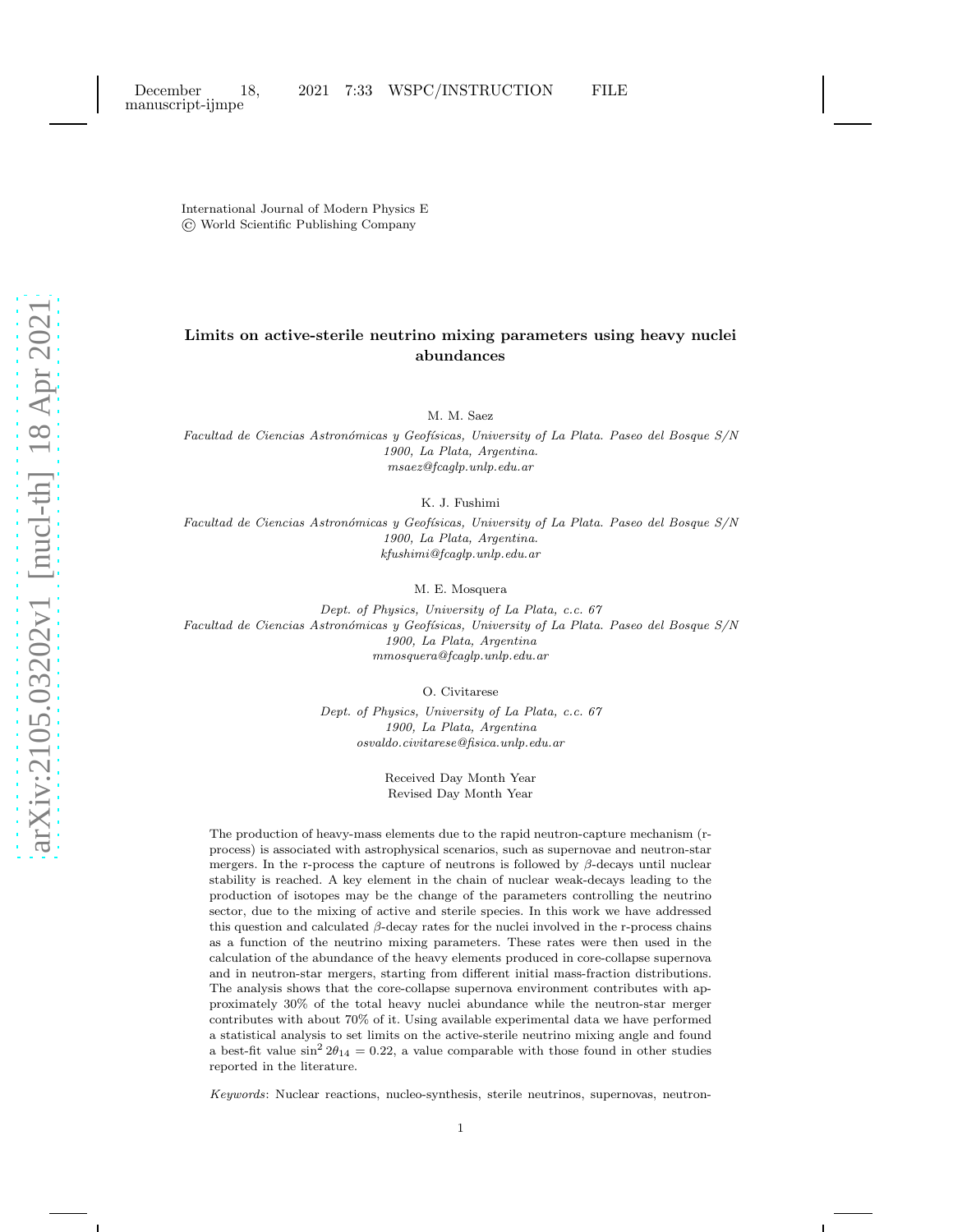International Journal of Modern Physics E
© World Scientific Publishing Company

# Limits on active-sterile neutrino mixing parameters using heavy nuclei abundances

M. M. Saez

*Facultad de Ciencias Astronómicas y Geofísicas, University of La Plata. Paseo del Bosque S/N 1900, La Plata, Argentina.*
*msaez@fcaglp.unlp.edu.ar*

K. J. Fushimi

*Facultad de Ciencias Astronómicas y Geofísicas, University of La Plata. Paseo del Bosque S/N 1900, La Plata, Argentina.*
*kfushimi@fcaglp.unlp.edu.ar*

M. E. Mosquera

*Dept. of Physics, University of La Plata, c.c. 67*
*Facultad de Ciencias Astronómicas y Geofísicas, University of La Plata. Paseo del Bosque S/N 1900, La Plata, Argentina*
*mmosquera@fcaglp.unlp.edu.ar*

O. Civitarese

*Dept. of Physics, University of La Plata, c.c. 67*
*1900, La Plata, Argentina*
*osvaldo.civitarese@fisica.unlp.edu.ar*

Received Day Month Year
Revised Day Month Year

The production of heavy-mass elements due to the rapid neutron-capture mechanism (r-process) is associated with astrophysical scenarios, such as supernovae and neutron-star mergers. In the r-process the capture of neutrons is followed by $\beta$-decays until nuclear stability is reached. A key element in the chain of nuclear weak-decays leading to the production of isotopes may be the change of the parameters controlling the neutrino sector, due to the mixing of active and sterile species. In this work we have addressed this question and calculated $\beta$-decay rates for the nuclei involved in the r-process chains as a function of the neutrino mixing parameters. These rates were then used in the calculation of the abundance of the heavy elements produced in core-collapse supernova and in neutron-star mergers, starting from different initial mass-fraction distributions. The analysis shows that the core-collapse supernova environment contributes with approximately 30% of the total heavy nuclei abundance while the neutron-star merger contributes with about 70% of it. Using available experimental data we have performed a statistical analysis to set limits on the active-sterile neutrino mixing angle and found a best-fit value $\sin^2 2\theta_{14} = 0.22$, a value comparable with those found in other studies reported in the literature.

*Keywords*: Nuclear reactions, nucleo-synthesis, sterile neutrinos, supernovas, neutron-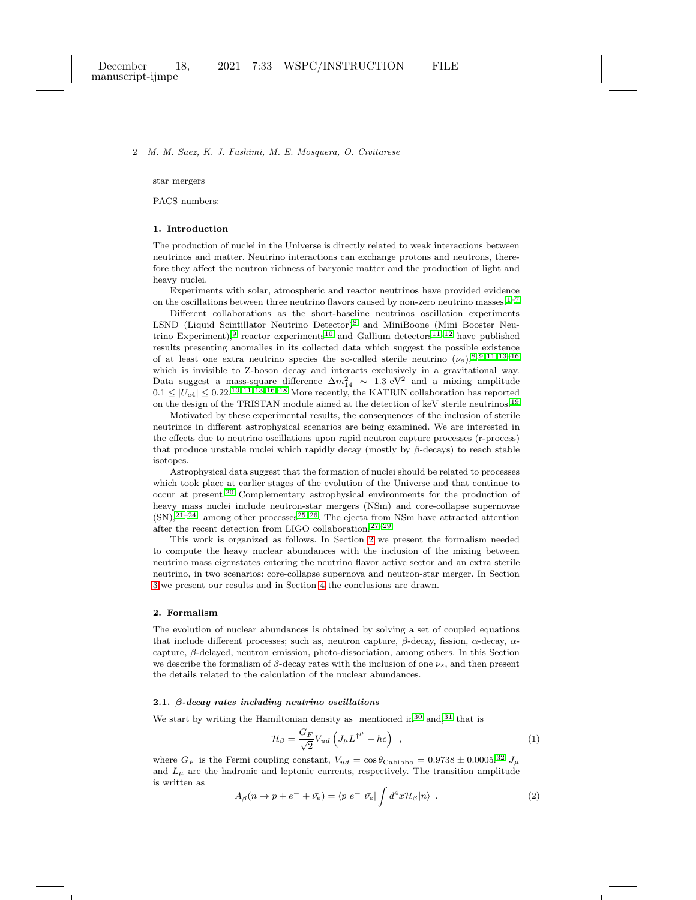star mergers

PACS numbers:

## 1. Introduction

The production of nuclei in the Universe is directly related to weak interactions between neutrinos and matter. Neutrino interactions can exchange protons and neutrons, therefore they affect the neutron richness of baryonic matter and the production of light and heavy nuclei.

Experiments with solar, atmospheric and reactor neutrinos have provided evidence on the oscillations between three neutrino flavors caused by non-zero neutrino masses.[1–7]

Different collaborations as the short-baseline neutrinos oscillation experiments LSND (Liquid Scintillator Neutrino Detector)[8] and MiniBoone (Mini Booster Neutrino Experiment),[9] reactor experiments[10] and Gallium detectors[11,12] have published results presenting anomalies in its collected data which suggest the possible existence of at least one extra neutrino species the so-called sterile neutrino ($\nu_s$),[8,9,11,13–16] which is invisible to Z-boson decay and interacts exclusively in a gravitational way. Data suggest a mass-square difference $\Delta m^2_{14} \sim 1.3$ eV$^2$ and a mixing amplitude $0.1 \leq |U_{e4}| \leq 0.22$.[10,11,13,16,18] More recently, the KATRIN collaboration has reported on the design of the TRISTAN module aimed at the detection of keV sterile neutrinos.[19]

Motivated by these experimental results, the consequences of the inclusion of sterile neutrinos in different astrophysical scenarios are being examined. We are interested in the effects due to neutrino oscillations upon rapid neutron capture processes (r-process) that produce unstable nuclei which rapidly decay (mostly by $\beta$-decays) to reach stable isotopes.

Astrophysical data suggest that the formation of nuclei should be related to processes which took place at earlier stages of the evolution of the Universe and that continue to occur at present.[20] Complementary astrophysical environments for the production of heavy mass nuclei include neutron-star mergers (NSm) and core-collapse supernovae (SN),[21–24] among other processes[25,26]. The ejecta from NSm have attracted attention after the recent detection from LIGO collaboration.[27–29]

This work is organized as follows. In Section 2 we present the formalism needed to compute the heavy nuclear abundances with the inclusion of the mixing between neutrino mass eigenstates entering the neutrino flavor active sector and an extra sterile neutrino, in two scenarios: core-collapse supernova and neutron-star merger. In Section 3 we present our results and in Section 4 the conclusions are drawn.

## 2. Formalism

The evolution of nuclear abundances is obtained by solving a set of coupled equations that include different processes; such as, neutron capture, $\beta$-decay, fission, $\alpha$-decay, $\alpha$-capture, $\beta$-delayed, neutron emission, photo-dissociation, among others. In this Section we describe the formalism of $\beta$-decay rates with the inclusion of one $\nu_s$, and then present the details related to the calculation of the nuclear abundances.

### 2.1. *$\beta$-decay rates including neutrino oscillations*

We start by writing the Hamiltonian density as mentioned in[30] and,[31] that is

$$\mathcal{H}_\beta = \frac{G_F}{\sqrt{2}} V_{ud} \left( J_\mu L^{\dagger\mu} + hc \right) \quad , \tag{1}$$

where $G_F$ is the Fermi coupling constant, $V_{ud} = \cos\theta_{\text{Cabibbo}} = 0.9738 \pm 0.0005$,[32] $J_\mu$ and $L_\mu$ are the hadronic and leptonic currents, respectively. The transition amplitude is written as

$$A_\beta(n \to p + e^- + \bar{\nu_e}) = \langle p\ e^-\ \bar{\nu_e}| \int d^4x \mathcal{H}_\beta |n\rangle \quad . \tag{2}$$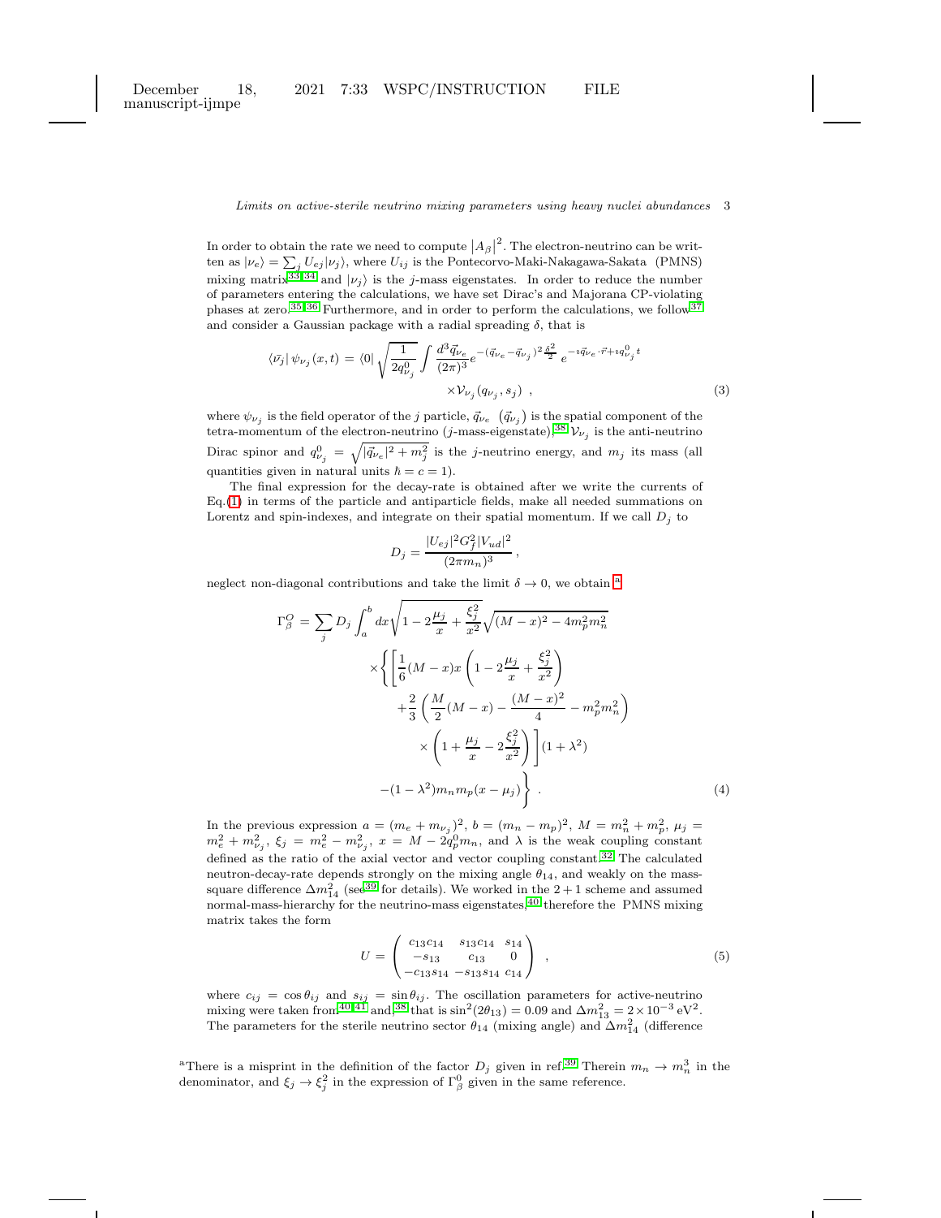In order to obtain the rate we need to compute $|A_\beta|^2$. The electron-neutrino can be written as $|\nu_e\rangle = \sum_j U_{ej}|\nu_j\rangle$, where $U_{ij}$ is the Pontecorvo-Maki-Nakagawa-Sakata (PMNS) mixing matrix[33,34] and $|\nu_j\rangle$ is the $j$-mass eigenstates. In order to reduce the number of parameters entering the calculations, we have set Dirac's and Majorana CP-violating phases at zero.[35,36] Furthermore, and in order to perform the calculations, we follow[37] and consider a Gaussian package with a radial spreading $\delta$, that is

$$
\langle \bar{\nu_j}|\, \psi_{\nu_j}(x,t) = \langle 0| \sqrt{\frac{1}{2q^0_{\nu_j}}} \int \frac{d^3\vec{q}_{\nu_e}}{(2\pi)^3} e^{-(\vec{q}_{\nu_e}-\vec{q}_{\nu_j})^2\frac{\delta^2}{2}}\, e^{-\imath \vec{q}_{\nu_e}\cdot\vec{r}+\imath q^0_{\nu_j} t} \times \mathcal{V}_{\nu_j}(q_{\nu_j}, s_j)\ , \tag{3}
$$

where $\psi_{\nu_j}$ is the field operator of the $j$ particle, $\vec{q}_{\nu_e}$ $(\vec{q}_{\nu_j})$ is the spatial component of the tetra-momentum of the electron-neutrino ($j$-mass-eigenstate).[38] $\mathcal{V}_{\nu_j}$ is the anti-neutrino Dirac spinor and $q^0_{\nu_j} = \sqrt{|\vec{q}_{\nu_e}|^2 + m_j^2}$ is the $j$-neutrino energy, and $m_j$ its mass (all quantities given in natural units $\hbar = c = 1$).

The final expression for the decay-rate is obtained after we write the currents of Eq.(1) in terms of the particle and antiparticle fields, make all needed summations on Lorentz and spin-indexes, and integrate on their spatial momentum. If we call $D_j$ to

$$
D_j = \frac{|U_{ej}|^2 G_f^2 |V_{ud}|^2}{(2\pi m_n)^3}\,,
$$

neglect non-diagonal contributions and take the limit $\delta \to 0$, we obtain [a]

$$
\begin{aligned}
\Gamma^O_\beta = \sum_j D_j \int_a^b dx \sqrt{1 - 2\frac{\mu_j}{x} + \frac{\xi_j^2}{x^2}} \sqrt{(M-x)^2 - 4m_p^2 m_n^2} \\
\times \Bigg\{ \Bigg[ \frac{1}{6}(M-x)x\left(1 - 2\frac{\mu_j}{x} + \frac{\xi_j^2}{x^2}\right) \\
+ \frac{2}{3}\left(\frac{M}{2}(M-x) - \frac{(M-x)^2}{4} - m_p^2 m_n^2\right) \\
\times \left(1 + \frac{\mu_j}{x} - 2\frac{\xi_j^2}{x^2}\right) \Bigg](1+\lambda^2) \\
-(1-\lambda^2) m_n m_p (x - \mu_j) \Bigg\}\ .
\end{aligned} \tag{4}
$$

In the previous expression $a = (m_e + m_{\nu_j})^2$, $b = (m_n - m_p)^2$, $M = m_n^2 + m_p^2$, $\mu_j = m_e^2 + m_{\nu_j}^2$, $\xi_j = m_e^2 - m_{\nu_j}^2$, $x = M - 2q_p^0 m_n$, and $\lambda$ is the weak coupling constant defined as the ratio of the axial vector and vector coupling constant.[32] The calculated neutron-decay-rate depends strongly on the mixing angle $\theta_{14}$, and weakly on the mass-square difference $\Delta m^2_{14}$ (see[39] for details). We worked in the $2+1$ scheme and assumed normal-mass-hierarchy for the neutrino-mass eigenstates,[40] therefore the PMNS mixing matrix takes the form

$$
U = \begin{pmatrix} c_{13}c_{14} & s_{13}c_{14} & s_{14} \\ -s_{13} & c_{13} & 0 \\ -c_{13}s_{14} & -s_{13}s_{14} & c_{14} \end{pmatrix}\ , \tag{5}
$$

where $c_{ij} = \cos\theta_{ij}$ and $s_{ij} = \sin\theta_{ij}$. The oscillation parameters for active-neutrino mixing were taken from[40,41] and,[38] that is $\sin^2(2\theta_{13}) = 0.09$ and $\Delta m^2_{13} = 2\times 10^{-3}\,\mathrm{eV}^2$. The parameters for the sterile neutrino sector $\theta_{14}$ (mixing angle) and $\Delta m^2_{14}$ (difference

[a] There is a misprint in the definition of the factor $D_j$ given in ref.[39] Therein $m_n \to m_n^3$ in the denominator, and $\xi_j \to \xi_j^2$ in the expression of $\Gamma^0_\beta$ given in the same reference.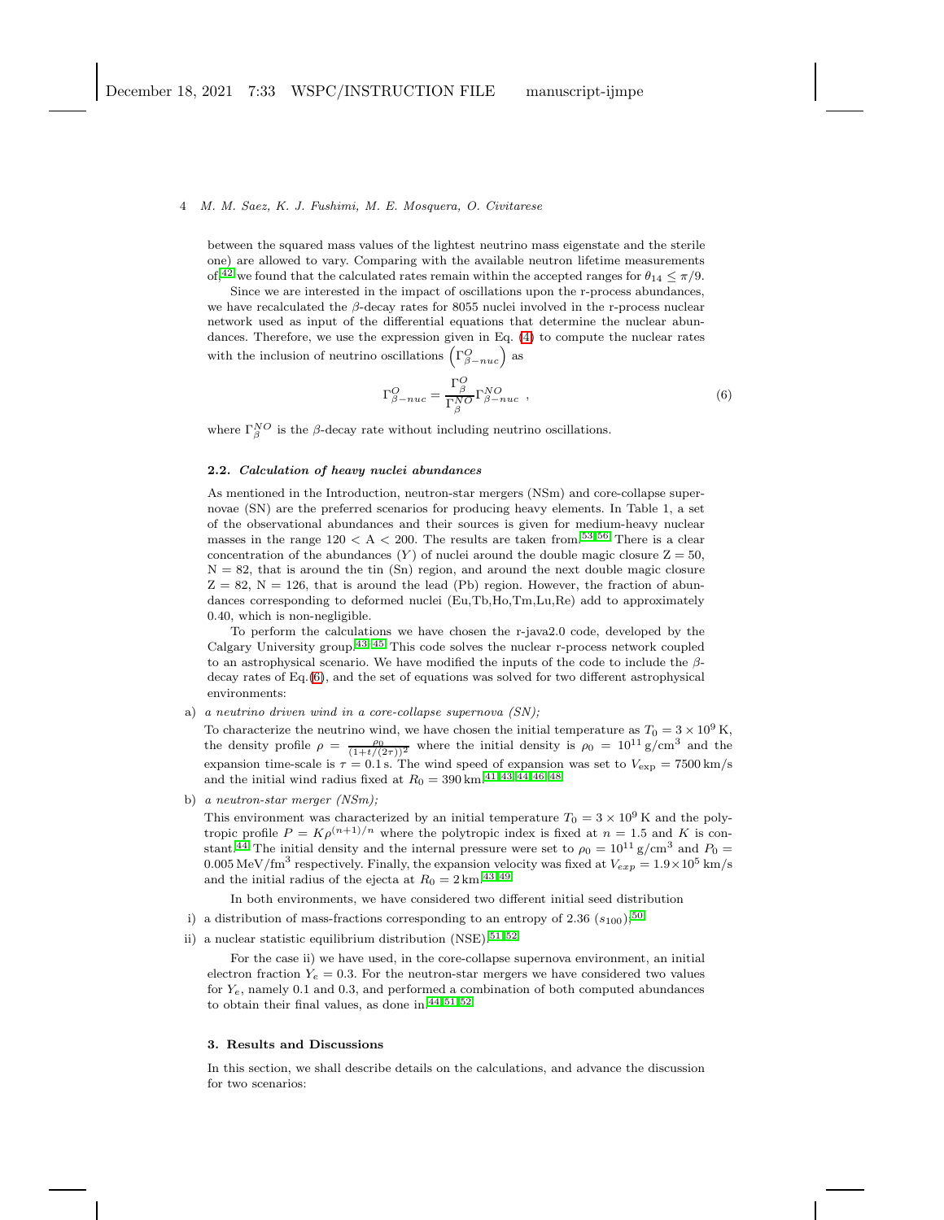between the squared mass values of the lightest neutrino mass eigenstate and the sterile one) are allowed to vary. Comparing with the available neutron lifetime measurements of,[42] we found that the calculated rates remain within the accepted ranges for $\theta_{14} \leq \pi/9$.

Since we are interested in the impact of oscillations upon the r-process abundances, we have recalculated the $\beta$-decay rates for 8055 nuclei involved in the r-process nuclear network used as input of the differential equations that determine the nuclear abundances. Therefore, we use the expression given in Eq. (4) to compute the nuclear rates with the inclusion of neutrino oscillations $\left(\Gamma^{O}_{\beta-nuc}\right)$ as

$$\Gamma^{O}_{\beta-nuc} = \frac{\Gamma^{O}_{\beta}}{\Gamma^{NO}_{\beta}} \Gamma^{NO}_{\beta-nuc} \ , \tag{6}$$

where $\Gamma^{NO}_{\beta}$ is the $\beta$-decay rate without including neutrino oscillations.

### 2.2. *Calculation of heavy nuclei abundances*

As mentioned in the Introduction, neutron-star mergers (NSm) and core-collapse supernovae (SN) are the preferred scenarios for producing heavy elements. In Table 1, a set of the observational abundances and their sources is given for medium-heavy nuclear masses in the range 120 < A < 200. The results are taken from.[53–56] There is a clear concentration of the abundances ($Y$) of nuclei around the double magic closure Z = 50, N = 82, that is around the tin (Sn) region, and around the next double magic closure Z = 82, N = 126, that is around the lead (Pb) region. However, the fraction of abundances corresponding to deformed nuclei (Eu,Tb,Ho,Tm,Lu,Re) add to approximately 0.40, which is non-negligible.

To perform the calculations we have chosen the r-java2.0 code, developed by the Calgary University group.[43–45] This code solves the nuclear r-process network coupled to an astrophysical scenario. We have modified the inputs of the code to include the $\beta$-decay rates of Eq.(6), and the set of equations was solved for two different astrophysical environments:

a) *a neutrino driven wind in a core-collapse supernova (SN);*

   To characterize the neutrino wind, we have chosen the initial temperature as $T_0 = 3 \times 10^9$ K, the density profile $\rho = \frac{\rho_0}{(1+t/(2\tau))^2}$ where the initial density is $\rho_0 = 10^{11}$ g/cm$^3$ and the expansion time-scale is $\tau = 0.1$ s. The wind speed of expansion was set to $V_{\rm exp} = 7500$ km/s and the initial wind radius fixed at $R_0 = 390$ km.[41,43,44,46–48]

b) *a neutron-star merger (NSm);*

   This environment was characterized by an initial temperature $T_0 = 3 \times 10^9$ K and the polytropic profile $P = K\rho^{(n+1)/n}$ where the polytropic index is fixed at $n = 1.5$ and $K$ is constant.[44] The initial density and the internal pressure were set to $\rho_0 = 10^{11}$ g/cm$^3$ and $P_0 = 0.005$ MeV/fm$^3$ respectively. Finally, the expansion velocity was fixed at $V_{exp} = 1.9 \times 10^5$ km/s and the initial radius of the ejecta at $R_0 = 2$ km.[43,49]

In both environments, we have considered two different initial seed distribution

i) a distribution of mass-fractions corresponding to an entropy of 2.36 ($s_{100}$);[50]

ii) a nuclear statistic equilibrium distribution (NSE).[51,52]

For the case ii) we have used, in the core-collapse supernova environment, an initial electron fraction $Y_e = 0.3$. For the neutron-star mergers we have considered two values for $Y_e$, namely 0.1 and 0.3, and performed a combination of both computed abundances to obtain their final values, as done in.[44,51,52]

## 3. Results and Discussions

In this section, we shall describe details on the calculations, and advance the discussion for two scenarios: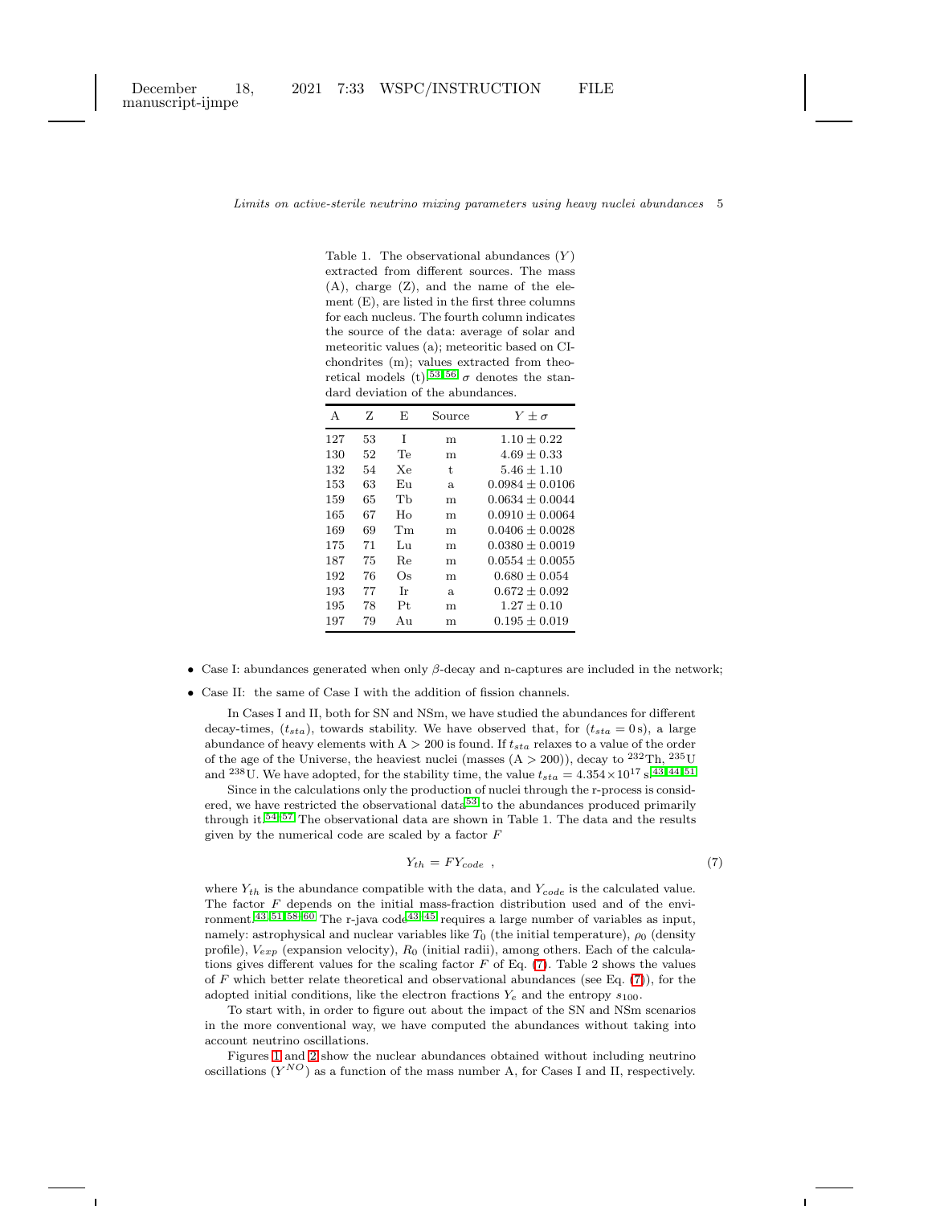Table 1. The observational abundances ($Y$) extracted from different sources. The mass (A), charge (Z), and the name of the element (E), are listed in the first three columns for each nucleus. The fourth column indicates the source of the data: average of solar and meteoritic values (a); meteoritic based on CI-chondrites (m); values extracted from theoretical models (t).[53,56] $\sigma$ denotes the standard deviation of the abundances.

| A | Z | E | Source | $Y \pm \sigma$ |
|---|---|---|---|---|
| 127 | 53 | I | m | $1.10 \pm 0.22$ |
| 130 | 52 | Te | m | $4.69 \pm 0.33$ |
| 132 | 54 | Xe | t | $5.46 \pm 1.10$ |
| 153 | 63 | Eu | a | $0.0984 \pm 0.0106$ |
| 159 | 65 | Tb | m | $0.0634 \pm 0.0044$ |
| 165 | 67 | Ho | m | $0.0910 \pm 0.0064$ |
| 169 | 69 | Tm | m | $0.0406 \pm 0.0028$ |
| 175 | 71 | Lu | m | $0.0380 \pm 0.0019$ |
| 187 | 75 | Re | m | $0.0554 \pm 0.0055$ |
| 192 | 76 | Os | m | $0.680 \pm 0.054$ |
| 193 | 77 | Ir | a | $0.672 \pm 0.092$ |
| 195 | 78 | Pt | m | $1.27 \pm 0.10$ |
| 197 | 79 | Au | m | $0.195 \pm 0.019$ |

- Case I: abundances generated when only $\beta$-decay and n-captures are included in the network;
- Case II: the same of Case I with the addition of fission channels.

In Cases I and II, both for SN and NSm, we have studied the abundances for different decay-times, ($t_{sta}$), towards stability. We have observed that, for ($t_{sta} = 0\,\mathrm{s}$), a large abundance of heavy elements with A $> 200$ is found. If $t_{sta}$ relaxes to a value of the order of the age of the Universe, the heaviest nuclei (masses (A $> 200$)), decay to $^{232}$Th, $^{235}$U and $^{238}$U. We have adopted, for the stability time, the value $t_{sta} = 4.354 \times 10^{17}$ s.[43,44,51]

Since in the calculations only the production of nuclei through the r-process is considered, we have restricted the observational data[53] to the abundances produced primarily through it.[54,57] The observational data are shown in Table 1. The data and the results given by the numerical code are scaled by a factor $F$

$$Y_{th} = F Y_{code} \ , \tag{7}$$

where $Y_{th}$ is the abundance compatible with the data, and $Y_{code}$ is the calculated value. The factor $F$ depends on the initial mass-fraction distribution used and of the environment.[43,51,58,60] The r-java code[43,45] requires a large number of variables as input, namely: astrophysical and nuclear variables like $T_0$ (the initial temperature), $\rho_0$ (density profile), $V_{exp}$ (expansion velocity), $R_0$ (initial radii), among others. Each of the calculations gives different values for the scaling factor $F$ of Eq. (7). Table 2 shows the values of $F$ which better relate theoretical and observational abundances (see Eq. (7)), for the adopted initial conditions, like the electron fractions $Y_e$ and the entropy $s_{100}$.

To start with, in order to figure out about the impact of the SN and NSm scenarios in the more conventional way, we have computed the abundances without taking into account neutrino oscillations.

Figures 1 and 2 show the nuclear abundances obtained without including neutrino oscillations ($Y^{NO}$) as a function of the mass number A, for Cases I and II, respectively.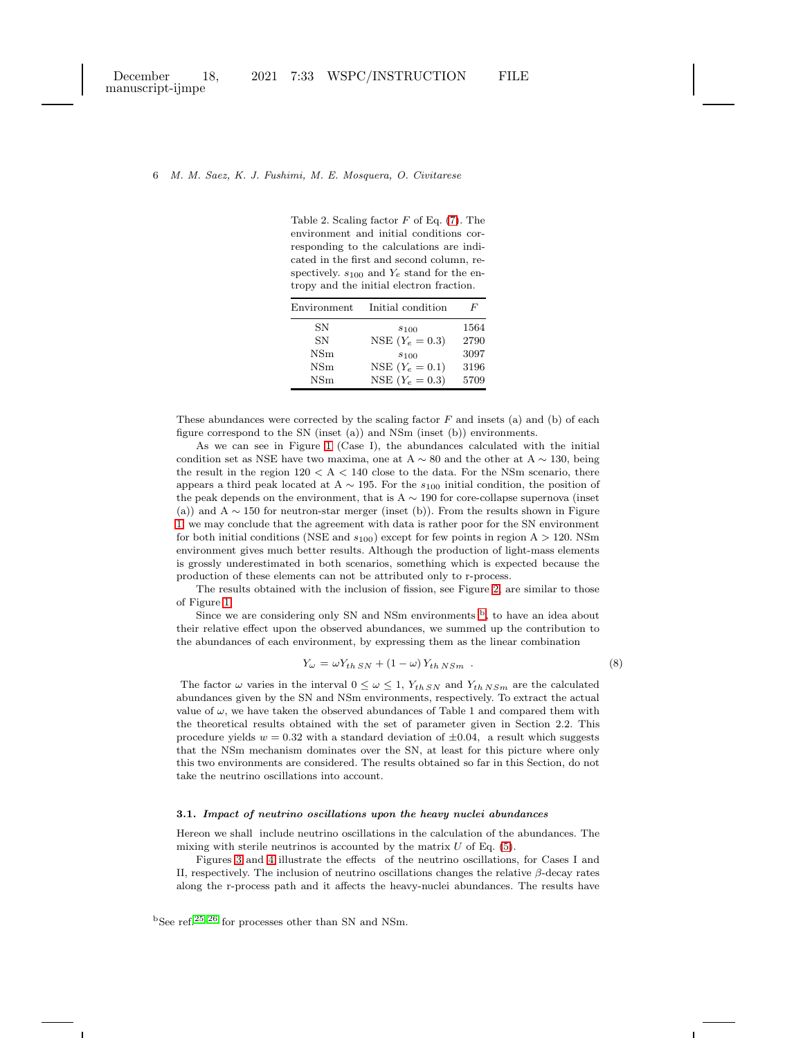Table 2. Scaling factor $F$ of Eq. (7). The environment and initial conditions corresponding to the calculations are indicated in the first and second column, respectively. $s_{100}$ and $Y_e$ stand for the entropy and the initial electron fraction.

| Environment | Initial condition | $F$ |
|---|---|---|
| SN | $s_{100}$ | 1564 |
| SN | NSE ($Y_e = 0.3$) | 2790 |
| NSm | $s_{100}$ | 3097 |
| NSm | NSE ($Y_e = 0.1$) | 3196 |
| NSm | NSE ($Y_e = 0.3$) | 5709 |

These abundances were corrected by the scaling factor $F$ and insets (a) and (b) of each figure correspond to the SN (inset (a)) and NSm (inset (b)) environments.

As we can see in Figure 1 (Case I), the abundances calculated with the initial condition set as NSE have two maxima, one at A $\sim 80$ and the other at A $\sim 130$, being the result in the region $120 <$ A $< 140$ close to the data. For the NSm scenario, there appears a third peak located at A $\sim 195$. For the $s_{100}$ initial condition, the position of the peak depends on the environment, that is A $\sim 190$ for core-collapse supernova (inset (a)) and A $\sim 150$ for neutron-star merger (inset (b)). From the results shown in Figure 1, we may conclude that the agreement with data is rather poor for the SN environment for both initial conditions (NSE and $s_{100}$) except for few points in region A $> 120$. NSm environment gives much better results. Although the production of light-mass elements is grossly underestimated in both scenarios, something which is expected because the production of these elements can not be attributed only to r-process.

The results obtained with the inclusion of fission, see Figure 2, are similar to those of Figure 1.

Since we are considering only SN and NSm environments [b], to have an idea about their relative effect upon the observed abundances, we summed up the contribution to the abundances of each environment, by expressing them as the linear combination

$$Y_{\omega} = \omega Y_{th\,SN} + (1 - \omega)\, Y_{th\,NSm} \ . \tag{8}$$

The factor $\omega$ varies in the interval $0 \leq \omega \leq 1$, $Y_{th\,SN}$ and $Y_{th\,NSm}$ are the calculated abundances given by the SN and NSm environments, respectively. To extract the actual value of $\omega$, we have taken the observed abundances of Table 1 and compared them with the theoretical results obtained with the set of parameter given in Section 2.2. This procedure yields $w = 0.32$ with a standard deviation of $\pm 0.04$, a result which suggests that the NSm mechanism dominates over the SN, at least for this picture where only this two environments are considered. The results obtained so far in this Section, do not take the neutrino oscillations into account.

### 3.1. *Impact of neutrino oscillations upon the heavy nuclei abundances*

Hereon we shall include neutrino oscillations in the calculation of the abundances. The mixing with sterile neutrinos is accounted by the matrix $U$ of Eq. (5).

Figures 3 and 4 illustrate the effects of the neutrino oscillations, for Cases I and II, respectively. The inclusion of neutrino oscillations changes the relative $\beta$-decay rates along the r-process path and it affects the heavy-nuclei abundances. The results have

[b]See ref.[25,26] for processes other than SN and NSm.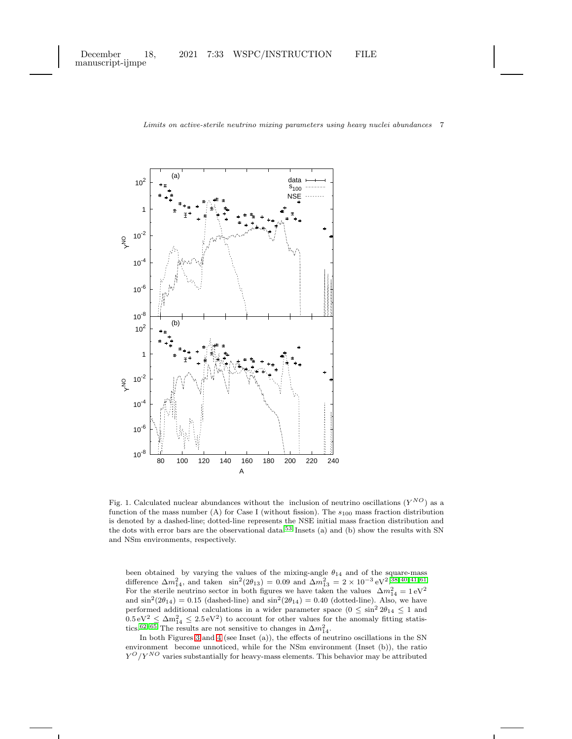Fig. 1. Calculated nuclear abundances without the inclusion of neutrino oscillations ($Y^{NO}$) as a function of the mass number (A) for Case I (without fission). The $s_{100}$ mass fraction distribution is denoted by a dashed-line; dotted-line represents the NSE initial mass fraction distribution and the dots with error bars are the observational data.[53] Insets (a) and (b) show the results with SN and NSm environments, respectively.

been obtained by varying the values of the mixing-angle $\theta_{14}$ and of the square-mass difference $\Delta m^2_{14}$, and taken $\sin^2(2\theta_{13}) = 0.09$ and $\Delta m^2_{13} = 2 \times 10^{-3}\,\mathrm{eV}^2$.[38,40,41,61] For the sterile neutrino sector in both figures we have taken the values $\Delta m^2_{14} = 1\,\mathrm{eV}^2$ and $\sin^2(2\theta_{14}) = 0.15$ (dashed-line) and $\sin^2(2\theta_{14}) = 0.40$ (dotted-line). Also, we have performed additional calculations in a wider parameter space ($0 \leq \sin^2 2\theta_{14} \leq 1$ and $0.5\,\mathrm{eV}^2 \leq \Delta \mathrm{m}^2_{14} \leq 2.5\,\mathrm{eV}^2$) to account for other values for the anomaly fitting statistics.[62–65] The results are not sensitive to changes in $\Delta m^2_{14}$.

In both Figures 3 and 4 (see Inset (a)), the effects of neutrino oscillations in the SN environment become unnoticed, while for the NSm environment (Inset (b)), the ratio $Y^O/Y^{NO}$ varies substantially for heavy-mass elements. This behavior may be attributed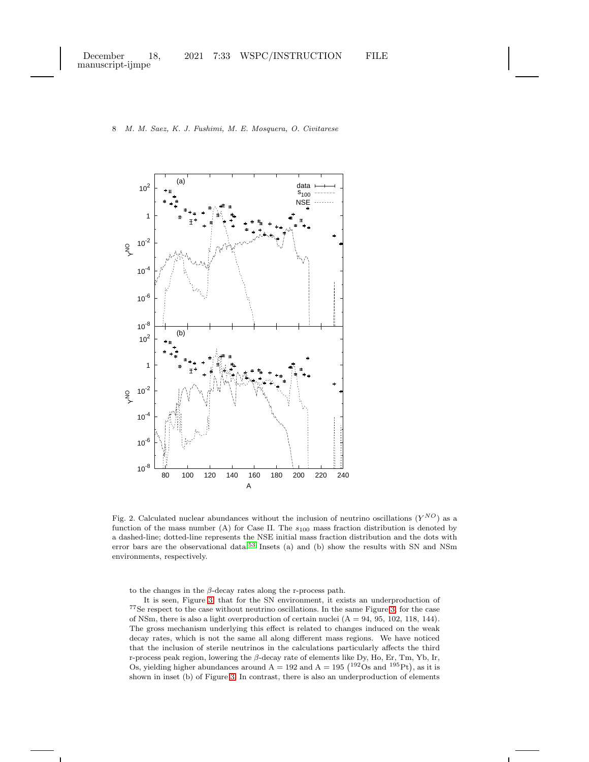Fig. 2. Calculated nuclear abundances without the inclusion of neutrino oscillations ($Y^{NO}$) as a function of the mass number (A) for Case II. The $s_{100}$ mass fraction distribution is denoted by a dashed-line; dotted-line represents the NSE initial mass fraction distribution and the dots with error bars are the observational data.[53] Insets (a) and (b) show the results with SN and NSm environments, respectively.

to the changes in the $\beta$-decay rates along the r-process path.

It is seen, Figure 3, that for the SN environment, it exists an underproduction of $^{77}$Se respect to the case without neutrino oscillations. In the same Figure 3, for the case of NSm, there is also a light overproduction of certain nuclei (A = 94, 95, 102, 118, 144). The gross mechanism underlying this effect is related to changes induced on the weak decay rates, which is not the same all along different mass regions. We have noticed that the inclusion of sterile neutrinos in the calculations particularly affects the third r-process peak region, lowering the $\beta$-decay rate of elements like Dy, Ho, Er, Tm, Yb, Ir, Os, yielding higher abundances around A = 192 and A = 195 ($^{192}$Os and $^{195}$Pt), as it is shown in inset (b) of Figure 3. In contrast, there is also an underproduction of elements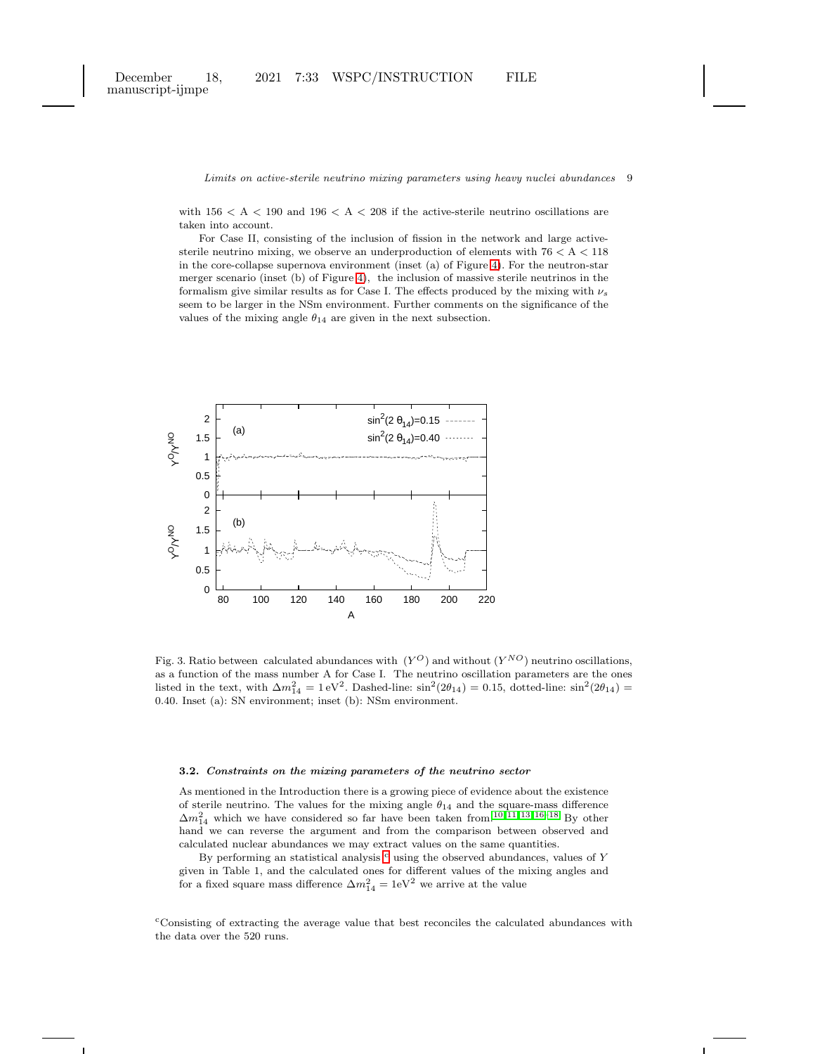with 156 < A < 190 and 196 < A < 208 if the active-sterile neutrino oscillations are taken into account.

For Case II, consisting of the inclusion of fission in the network and large active-sterile neutrino mixing, we observe an underproduction of elements with 76 < A < 118 in the core-collapse supernova environment (inset (a) of Figure 4). For the neutron-star merger scenario (inset (b) of Figure 4), the inclusion of massive sterile neutrinos in the formalism give similar results as for Case I. The effects produced by the mixing with $\nu_s$ seem to be larger in the NSm environment. Further comments on the significance of the values of the mixing angle $\theta_{14}$ are given in the next subsection.

Fig. 3. Ratio between calculated abundances with ($Y^O$) and without ($Y^{NO}$) neutrino oscillations, as a function of the mass number A for Case I. The neutrino oscillation parameters are the ones listed in the text, with $\Delta m^2_{14} = 1\,\mathrm{eV}^2$. Dashed-line: $\sin^2(2\theta_{14}) = 0.15$, dotted-line: $\sin^2(2\theta_{14}) = 0.40$. Inset (a): SN environment; inset (b): NSm environment.

### 3.2. *Constraints on the mixing parameters of the neutrino sector*

As mentioned in the Introduction there is a growing piece of evidence about the existence of sterile neutrino. The values for the mixing angle $\theta_{14}$ and the square-mass difference $\Delta m^2_{14}$ which we have considered so far have been taken from [10,11,13,16,18] By other hand we can reverse the argument and from the comparison between observed and calculated nuclear abundances we may extract values on the same quantities.

By performing an statistical analysis [c] using the observed abundances, values of $Y$ given in Table 1, and the calculated ones for different values of the mixing angles and for a fixed square mass difference $\Delta m^2_{14} = 1\mathrm{eV}^2$ we arrive at the value

[c] Consisting of extracting the average value that best reconciles the calculated abundances with the data over the 520 runs.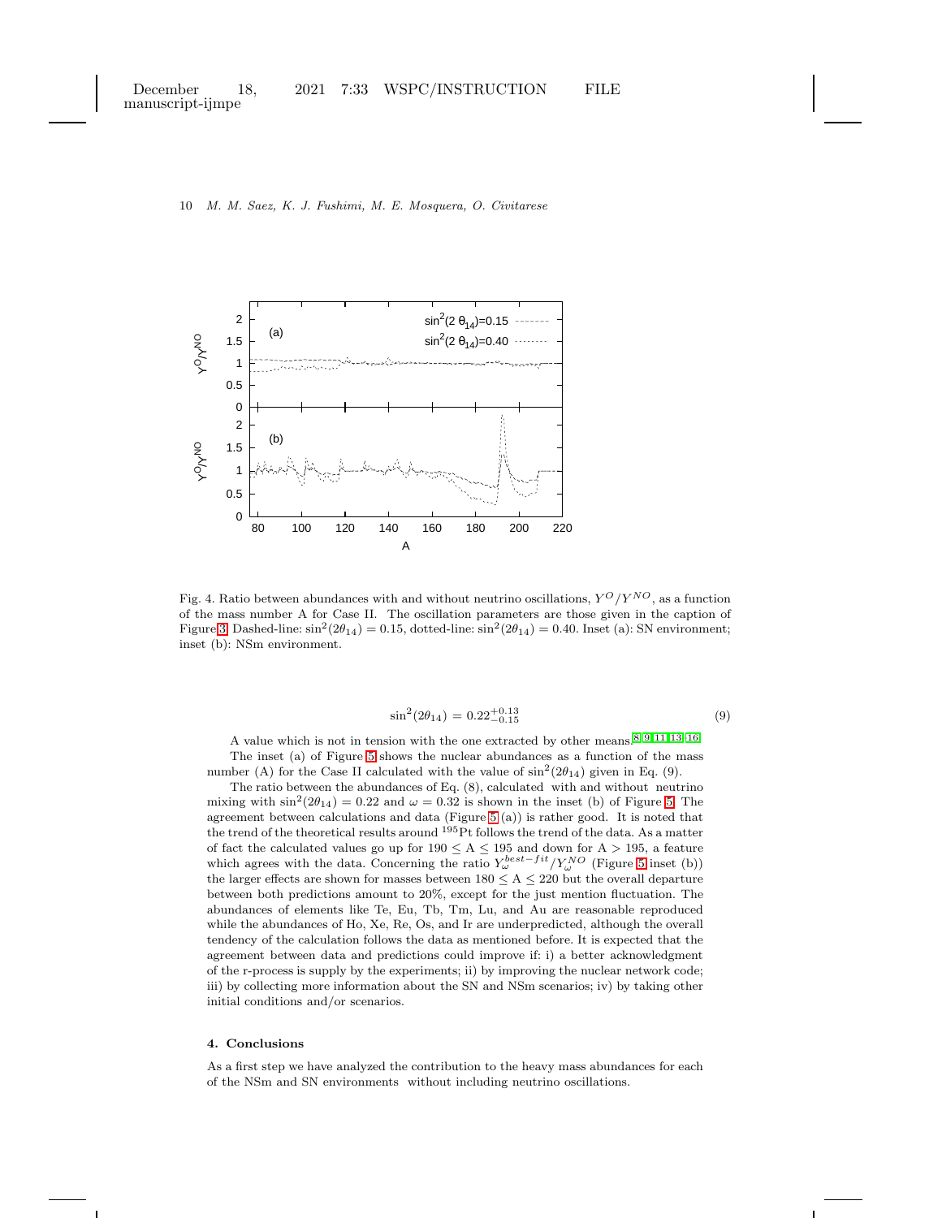Fig. 4. Ratio between abundances with and without neutrino oscillations, $Y^O/Y^{NO}$, as a function of the mass number A for Case II. The oscillation parameters are those given in the caption of Figure 3. Dashed-line: $\sin^2(2\theta_{14}) = 0.15$, dotted-line: $\sin^2(2\theta_{14}) = 0.40$. Inset (a): SN environment; inset (b): NSm environment.

$$\sin^2(2\theta_{14}) = 0.22^{+0.13}_{-0.15} \tag{9}$$

A value which is not in tension with the one extracted by other means.[8,9,11,13,16]

The inset (a) of Figure 5 shows the nuclear abundances as a function of the mass number (A) for the Case II calculated with the value of $\sin^2(2\theta_{14})$ given in Eq. (9).

The ratio between the abundances of Eq. (8), calculated with and without neutrino mixing with $\sin^2(2\theta_{14}) = 0.22$ and $\omega = 0.32$ is shown in the inset (b) of Figure 5. The agreement between calculations and data (Figure 5 (a)) is rather good. It is noted that the trend of the theoretical results around $^{195}$Pt follows the trend of the data. As a matter of fact the calculated values go up for $190 \leq \text{A} \leq 195$ and down for A $> 195$, a feature which agrees with the data. Concerning the ratio $Y^{best-fit}_{\omega}/Y^{NO}_{\omega}$ (Figure 5 inset (b)) the larger effects are shown for masses between $180 \leq \text{A} \leq 220$ but the overall departure between both predictions amount to 20%, except for the just mention fluctuation. The abundances of elements like Te, Eu, Tb, Tm, Lu, and Au are reasonable reproduced while the abundances of Ho, Xe, Re, Os, and Ir are underpredicted, although the overall tendency of the calculation follows the data as mentioned before. It is expected that the agreement between data and predictions could improve if: i) a better acknowledgment of the r-process is supply by the experiments; ii) by improving the nuclear network code; iii) by collecting more information about the SN and NSm scenarios; iv) by taking other initial conditions and/or scenarios.

## 4. Conclusions

As a first step we have analyzed the contribution to the heavy mass abundances for each of the NSm and SN environments without including neutrino oscillations.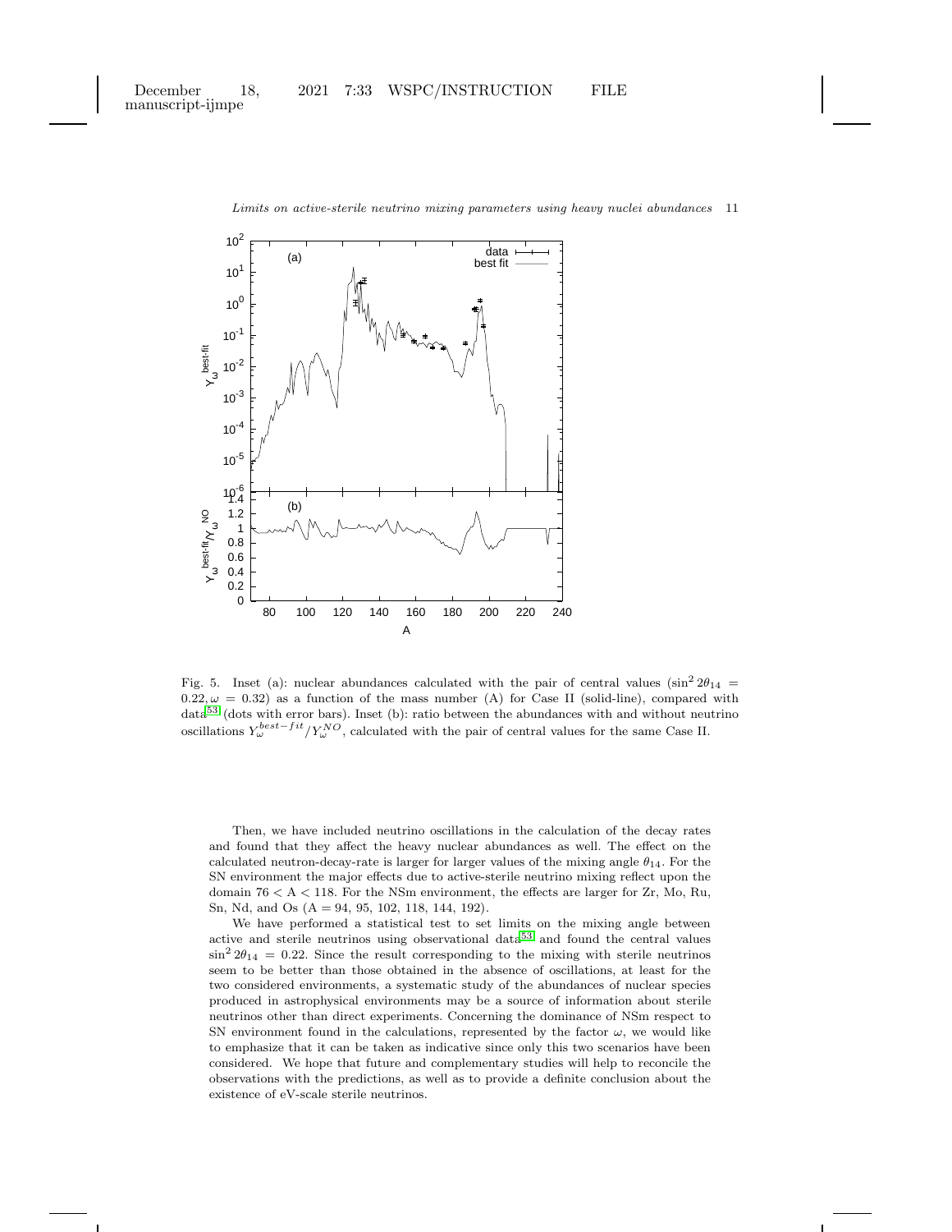Fig. 5. Inset (a): nuclear abundances calculated with the pair of central values ($\sin^2 2\theta_{14} = 0.22, \omega = 0.32$) as a function of the mass number (A) for Case II (solid-line), compared with data[53] (dots with error bars). Inset (b): ratio between the abundances with and without neutrino oscillations $Y_\omega^{best-fit}/Y_\omega^{NO}$, calculated with the pair of central values for the same Case II.

Then, we have included neutrino oscillations in the calculation of the decay rates and found that they affect the heavy nuclear abundances as well. The effect on the calculated neutron-decay-rate is larger for larger values of the mixing angle $\theta_{14}$. For the SN environment the major effects due to active-sterile neutrino mixing reflect upon the domain $76 < A < 118$. For the NSm environment, the effects are larger for Zr, Mo, Ru, Sn, Nd, and Os ($A = 94, 95, 102, 118, 144, 192$).

We have performed a statistical test to set limits on the mixing angle between active and sterile neutrinos using observational data[53] and found the central values $\sin^2 2\theta_{14} = 0.22$. Since the result corresponding to the mixing with sterile neutrinos seem to be better than those obtained in the absence of oscillations, at least for the two considered environments, a systematic study of the abundances of nuclear species produced in astrophysical environments may be a source of information about sterile neutrinos other than direct experiments. Concerning the dominance of NSm respect to SN environment found in the calculations, represented by the factor $\omega$, we would like to emphasize that it can be taken as indicative since only this two scenarios have been considered. We hope that future and complementary studies will help to reconcile the observations with the predictions, as well as to provide a definite conclusion about the existence of eV-scale sterile neutrinos.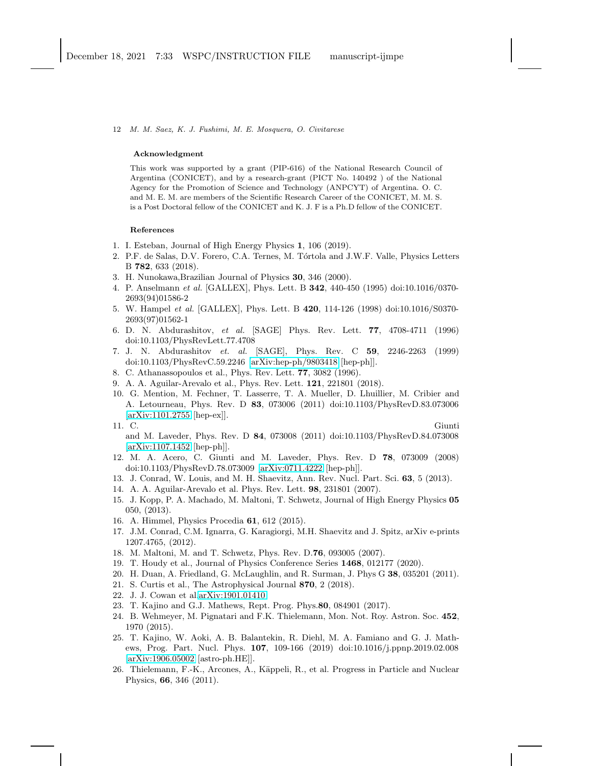### Acknowledgment

This work was supported by a grant (PIP-616) of the National Research Council of Argentina (CONICET), and by a research-grant (PICT No. 140492 ) of the National Agency for the Promotion of Science and Technology (ANPCYT) of Argentina. O. C. and M. E. M. are members of the Scientific Research Career of the CONICET, M. M. S. is a Post Doctoral fellow of the CONICET and K. J. F is a Ph.D fellow of the CONICET.

### References

1. I. Esteban, Journal of High Energy Physics **1**, 106 (2019).
2. P.F. de Salas, D.V. Forero, C.A. Ternes, M. Tórtola and J.W.F. Valle, Physics Letters B **782**, 633 (2018).
3. H. Nunokawa,Brazilian Journal of Physics **30**, 346 (2000).
4. P. Anselmann *et al.* [GALLEX], Phys. Lett. B **342**, 440-450 (1995) doi:10.1016/0370-2693(94)01586-2
5. W. Hampel *et al.* [GALLEX], Phys. Lett. B **420**, 114-126 (1998) doi:10.1016/S0370-2693(97)01562-1
6. D. N. Abdurashitov, *et al.* [SAGE] Phys. Rev. Lett. **77**, 4708-4711 (1996) doi:10.1103/PhysRevLett.77.4708
7. J. N. Abdurashitov *et. al.* [SAGE], Phys. Rev. C **59**, 2246-2263 (1999) doi:10.1103/PhysRevC.59.2246 [arXiv:hep-ph/9803418 [hep-ph]].
8. C. Athanassopoulos et al., Phys. Rev. Lett. **77**, 3082 (1996).
9. A. A. Aguilar-Arevalo et al., Phys. Rev. Lett. **121**, 221801 (2018).
10. G. Mention, M. Fechner, T. Lasserre, T. A. Mueller, D. Lhuillier, M. Cribier and A. Letourneau, Phys. Rev. D **83**, 073006 (2011) doi:10.1103/PhysRevD.83.073006 [arXiv:1101.2755 [hep-ex]].
11. C. Giunti and M. Laveder, Phys. Rev. D **84**, 073008 (2011) doi:10.1103/PhysRevD.84.073008 [arXiv:1107.1452 [hep-ph]].
12. M. A. Acero, C. Giunti and M. Laveder, Phys. Rev. D **78**, 073009 (2008) doi:10.1103/PhysRevD.78.073009 [arXiv:0711.4222 [hep-ph]].
13. J. Conrad, W. Louis, and M. H. Shaevitz, Ann. Rev. Nucl. Part. Sci. **63**, 5 (2013).
14. A. A. Aguilar-Arevalo et al. Phys. Rev. Lett. **98**, 231801 (2007).
15. J. Kopp, P. A. Machado, M. Maltoni, T. Schwetz, Journal of High Energy Physics **05** 050, (2013).
16. A. Himmel, Physics Procedia **61**, 612 (2015).
17. J.M. Conrad, C.M. Ignarra, G. Karagiorgi, M.H. Shaevitz and J. Spitz, arXiv e-prints 1207.4765, (2012).
18. M. Maltoni, M. and T. Schwetz, Phys. Rev. D.**76**, 093005 (2007).
19. T. Houdy et al., Journal of Physics Conference Series **1468**, 012177 (2020).
20. H. Duan, A. Friedland, G. McLaughlin, and R. Surman, J. Phys G **38**, 035201 (2011).
21. S. Curtis et al., The Astrophysical Journal **870**, 2 (2018).
22. J. J. Cowan et al.arXiv:1901.01410
23. T. Kajino and G.J. Mathews, Rept. Prog. Phys.**80**, 084901 (2017).
24. B. Wehmeyer, M. Pignatari and F.K. Thielemann, Mon. Not. Roy. Astron. Soc. **452**, 1970 (2015).
25. T. Kajino, W. Aoki, A. B. Balantekin, R. Diehl, M. A. Famiano and G. J. Mathews, Prog. Part. Nucl. Phys. **107**, 109-166 (2019) doi:10.1016/j.ppnp.2019.02.008 [arXiv:1906.05002 [astro-ph.HE]].
26. Thielemann, F.-K., Arcones, A., Käppeli, R., et al. Progress in Particle and Nuclear Physics, **66**, 346 (2011).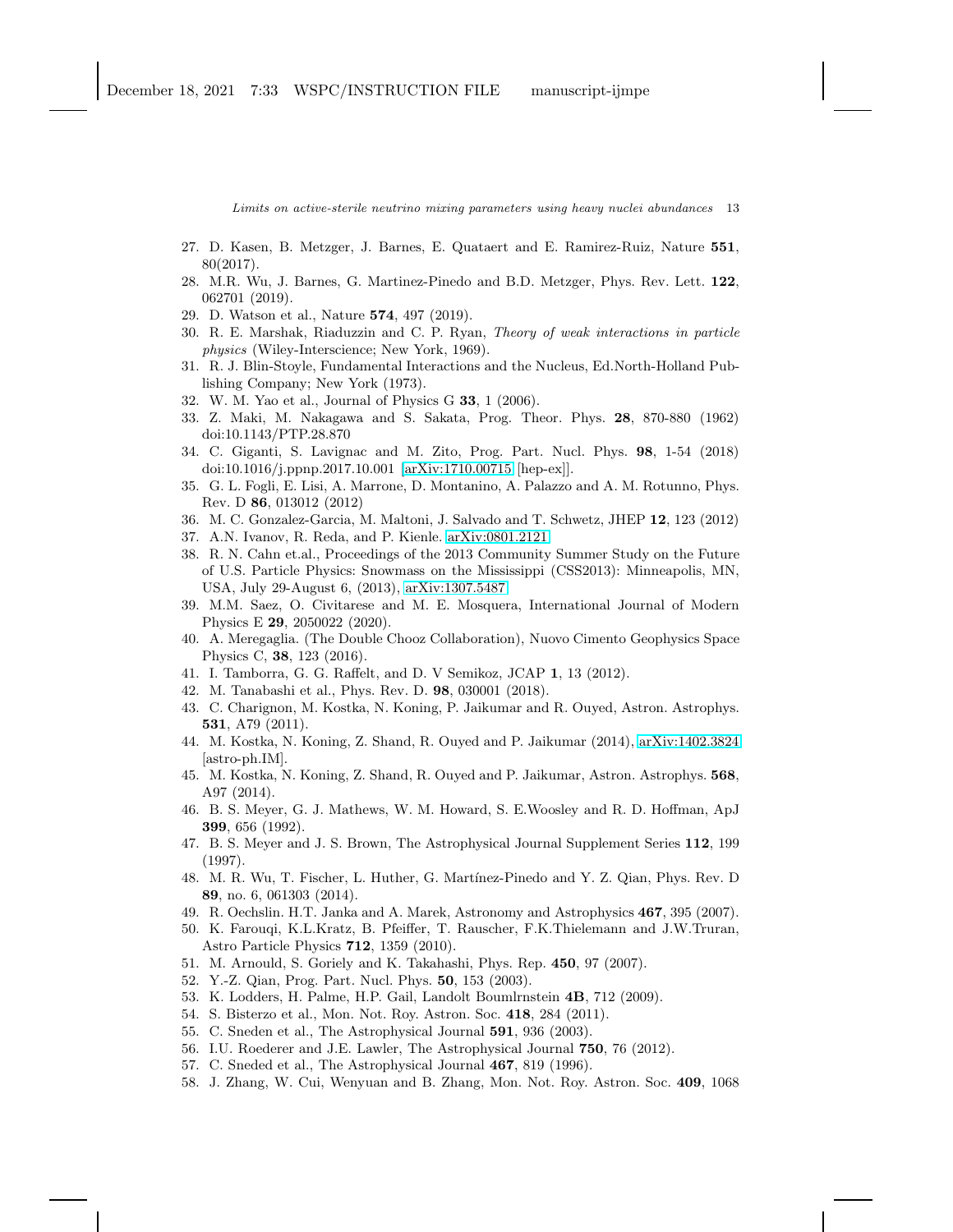27. D. Kasen, B. Metzger, J. Barnes, E. Quataert and E. Ramirez-Ruiz, Nature **551**, 80(2017).
28. M.R. Wu, J. Barnes, G. Martinez-Pinedo and B.D. Metzger, Phys. Rev. Lett. **122**, 062701 (2019).
29. D. Watson et al., Nature **574**, 497 (2019).
30. R. E. Marshak, Riaduzzin and C. P. Ryan, *Theory of weak interactions in particle physics* (Wiley-Interscience; New York, 1969).
31. R. J. Blin-Stoyle, Fundamental Interactions and the Nucleus, Ed.North-Holland Publishing Company; New York (1973).
32. W. M. Yao et al., Journal of Physics G **33**, 1 (2006).
33. Z. Maki, M. Nakagawa and S. Sakata, Prog. Theor. Phys. **28**, 870-880 (1962) doi:10.1143/PTP.28.870
34. C. Giganti, S. Lavignac and M. Zito, Prog. Part. Nucl. Phys. **98**, 1-54 (2018) doi:10.1016/j.ppnp.2017.10.001 [arXiv:1710.00715 [hep-ex]].
35. G. L. Fogli, E. Lisi, A. Marrone, D. Montanino, A. Palazzo and A. M. Rotunno, Phys. Rev. D **86**, 013012 (2012)
36. M. C. Gonzalez-Garcia, M. Maltoni, J. Salvado and T. Schwetz, JHEP **12**, 123 (2012)
37. A.N. Ivanov, R. Reda, and P. Kienle. arXiv:0801.2121
38. R. N. Cahn et.al., Proceedings of the 2013 Community Summer Study on the Future of U.S. Particle Physics: Snowmass on the Mississippi (CSS2013): Minneapolis, MN, USA, July 29-August 6, (2013), arXiv:1307.5487
39. M.M. Saez, O. Civitarese and M. E. Mosquera, International Journal of Modern Physics E **29**, 2050022 (2020).
40. A. Meregaglia. (The Double Chooz Collaboration), Nuovo Cimento Geophysics Space Physics C, **38**, 123 (2016).
41. I. Tamborra, G. G. Raffelt, and D. V Semikoz, JCAP **1**, 13 (2012).
42. M. Tanabashi et al., Phys. Rev. D. **98**, 030001 (2018).
43. C. Charignon, M. Kostka, N. Koning, P. Jaikumar and R. Ouyed, Astron. Astrophys. **531**, A79 (2011).
44. M. Kostka, N. Koning, Z. Shand, R. Ouyed and P. Jaikumar (2014), arXiv:1402.3824 [astro-ph.IM].
45. M. Kostka, N. Koning, Z. Shand, R. Ouyed and P. Jaikumar, Astron. Astrophys. **568**, A97 (2014).
46. B. S. Meyer, G. J. Mathews, W. M. Howard, S. E.Woosley and R. D. Hoffman, ApJ **399**, 656 (1992).
47. B. S. Meyer and J. S. Brown, The Astrophysical Journal Supplement Series **112**, 199 (1997).
48. M. R. Wu, T. Fischer, L. Huther, G. Martínez-Pinedo and Y. Z. Qian, Phys. Rev. D **89**, no. 6, 061303 (2014).
49. R. Oechslin. H.T. Janka and A. Marek, Astronomy and Astrophysics **467**, 395 (2007).
50. K. Farouqi, K.L.Kratz, B. Pfeiffer, T. Rauscher, F.K.Thielemann and J.W.Truran, Astro Particle Physics **712**, 1359 (2010).
51. M. Arnould, S. Goriely and K. Takahashi, Phys. Rep. **450**, 97 (2007).
52. Y.-Z. Qian, Prog. Part. Nucl. Phys. **50**, 153 (2003).
53. K. Lodders, H. Palme, H.P. Gail, Landolt Boumlrnstein **4B**, 712 (2009).
54. S. Bisterzo et al., Mon. Not. Roy. Astron. Soc. **418**, 284 (2011).
55. C. Sneden et al., The Astrophysical Journal **591**, 936 (2003).
56. I.U. Roederer and J.E. Lawler, The Astrophysical Journal **750**, 76 (2012).
57. C. Sneded et al., The Astrophysical Journal **467**, 819 (1996).
58. J. Zhang, W. Cui, Wenyuan and B. Zhang, Mon. Not. Roy. Astron. Soc. **409**, 1068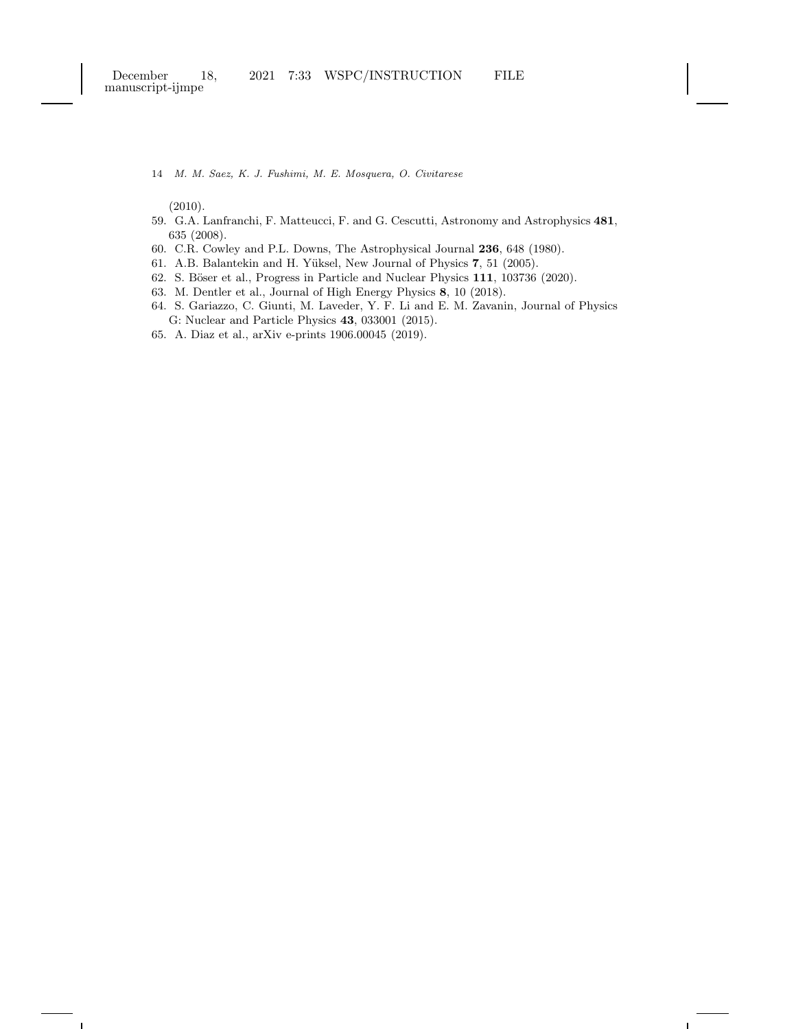(2010).

59. G.A. Lanfranchi, F. Matteucci, F. and G. Cescutti, Astronomy and Astrophysics **481**, 635 (2008).
60. C.R. Cowley and P.L. Downs, The Astrophysical Journal **236**, 648 (1980).
61. A.B. Balantekin and H. Yüksel, New Journal of Physics **7**, 51 (2005).
62. S. Böser et al., Progress in Particle and Nuclear Physics **111**, 103736 (2020).
63. M. Dentler et al., Journal of High Energy Physics **8**, 10 (2018).
64. S. Gariazzo, C. Giunti, M. Laveder, Y. F. Li and E. M. Zavanin, Journal of Physics G: Nuclear and Particle Physics **43**, 033001 (2015).
65. A. Diaz et al., arXiv e-prints 1906.00045 (2019).